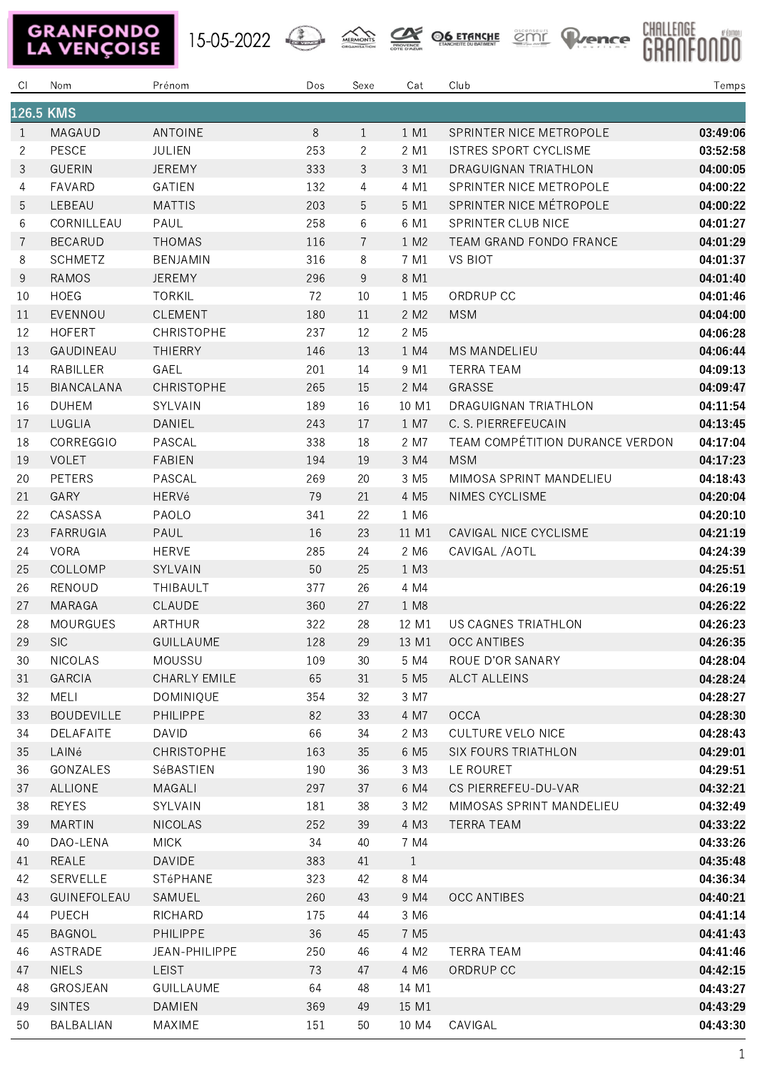GRANFONDO LA VENÇOISE

15-05-2022

CHALLENGE GRANFONDO

| Cl | Nom | Prénom | Dos | Sexe | Cat | Club | Temps |
|---|---|---|---|---|---|---|---|
| **126.5 KMS** | | | | | | | |
| 1 | MAGAUD | ANTOINE | 8 | 1 | 1 M1 | SPRINTER NICE METROPOLE | **03:49:06** |
| 2 | PESCE | JULIEN | 253 | 2 | 2 M1 | ISTRES SPORT CYCLISME | **03:52:58** |
| 3 | GUERIN | JEREMY | 333 | 3 | 3 M1 | DRAGUIGNAN TRIATHLON | **04:00:05** |
| 4 | FAVARD | GATIEN | 132 | 4 | 4 M1 | SPRINTER NICE METROPOLE | **04:00:22** |
| 5 | LEBEAU | MATTIS | 203 | 5 | 5 M1 | SPRINTER NICE MÉTROPOLE | **04:00:22** |
| 6 | CORNILLEAU | PAUL | 258 | 6 | 6 M1 | SPRINTER CLUB NICE | **04:01:27** |
| 7 | BECARUD | THOMAS | 116 | 7 | 1 M2 | TEAM GRAND FONDO FRANCE | **04:01:29** |
| 8 | SCHMETZ | BENJAMIN | 316 | 8 | 7 M1 | VS BIOT | **04:01:37** |
| 9 | RAMOS | JEREMY | 296 | 9 | 8 M1 | | **04:01:40** |
| 10 | HOEG | TORKIL | 72 | 10 | 1 M5 | ORDRUP CC | **04:01:46** |
| 11 | EVENNOU | CLEMENT | 180 | 11 | 2 M2 | MSM | **04:04:00** |
| 12 | HOFERT | CHRISTOPHE | 237 | 12 | 2 M5 | | **04:06:28** |
| 13 | GAUDINEAU | THIERRY | 146 | 13 | 1 M4 | MS MANDELIEU | **04:06:44** |
| 14 | RABILLER | GAEL | 201 | 14 | 9 M1 | TERRA TEAM | **04:09:13** |
| 15 | BIANCALANA | CHRISTOPHE | 265 | 15 | 2 M4 | GRASSE | **04:09:47** |
| 16 | DUHEM | SYLVAIN | 189 | 16 | 10 M1 | DRAGUIGNAN TRIATHLON | **04:11:54** |
| 17 | LUGLIA | DANIEL | 243 | 17 | 1 M7 | C. S. PIERREFEUCAIN | **04:13:45** |
| 18 | CORREGGIO | PASCAL | 338 | 18 | 2 M7 | TEAM COMPÉTITION DURANCE VERDON | **04:17:04** |
| 19 | VOLET | FABIEN | 194 | 19 | 3 M4 | MSM | **04:17:23** |
| 20 | PETERS | PASCAL | 269 | 20 | 3 M5 | MIMOSA SPRINT MANDELIEU | **04:18:43** |
| 21 | GARY | HERVé | 79 | 21 | 4 M5 | NIMES CYCLISME | **04:20:04** |
| 22 | CASASSA | PAOLO | 341 | 22 | 1 M6 | | **04:20:10** |
| 23 | FARRUGIA | PAUL | 16 | 23 | 11 M1 | CAVIGAL NICE CYCLISME | **04:21:19** |
| 24 | VORA | HERVE | 285 | 24 | 2 M6 | CAVIGAL /AOTL | **04:24:39** |
| 25 | COLLOMP | SYLVAIN | 50 | 25 | 1 M3 | | **04:25:51** |
| 26 | RENOUD | THIBAULT | 377 | 26 | 4 M4 | | **04:26:19** |
| 27 | MARAGA | CLAUDE | 360 | 27 | 1 M8 | | **04:26:22** |
| 28 | MOURGUES | ARTHUR | 322 | 28 | 12 M1 | US CAGNES TRIATHLON | **04:26:23** |
| 29 | SIC | GUILLAUME | 128 | 29 | 13 M1 | OCC ANTIBES | **04:26:35** |
| 30 | NICOLAS | MOUSSU | 109 | 30 | 5 M4 | ROUE D'OR SANARY | **04:28:04** |
| 31 | GARCIA | CHARLY EMILE | 65 | 31 | 5 M5 | ALCT ALLEINS | **04:28:24** |
| 32 | MELI | DOMINIQUE | 354 | 32 | 3 M7 | | **04:28:27** |
| 33 | BOUDEVILLE | PHILIPPE | 82 | 33 | 4 M7 | OCCA | **04:28:30** |
| 34 | DELAFAITE | DAVID | 66 | 34 | 2 M3 | CULTURE VELO NICE | **04:28:43** |
| 35 | LAINé | CHRISTOPHE | 163 | 35 | 6 M5 | SIX FOURS TRIATHLON | **04:29:01** |
| 36 | GONZALES | SéBASTIEN | 190 | 36 | 3 M3 | LE ROURET | **04:29:51** |
| 37 | ALLIONE | MAGALI | 297 | 37 | 6 M4 | CS PIERREFEU-DU-VAR | **04:32:21** |
| 38 | REYES | SYLVAIN | 181 | 38 | 3 M2 | MIMOSAS SPRINT MANDELIEU | **04:32:49** |
| 39 | MARTIN | NICOLAS | 252 | 39 | 4 M3 | TERRA TEAM | **04:33:22** |
| 40 | DAO-LENA | MICK | 34 | 40 | 7 M4 | | **04:33:26** |
| 41 | REALE | DAVIDE | 383 | 41 | 1 | | **04:35:48** |
| 42 | SERVELLE | STéPHANE | 323 | 42 | 8 M4 | | **04:36:34** |
| 43 | GUINEFOLEAU | SAMUEL | 260 | 43 | 9 M4 | OCC ANTIBES | **04:40:21** |
| 44 | PUECH | RICHARD | 175 | 44 | 3 M6 | | **04:41:14** |
| 45 | BAGNOL | PHILIPPE | 36 | 45 | 7 M5 | | **04:41:43** |
| 46 | ASTRADE | JEAN-PHILIPPE | 250 | 46 | 4 M2 | TERRA TEAM | **04:41:46** |
| 47 | NIELS | LEIST | 73 | 47 | 4 M6 | ORDRUP CC | **04:42:15** |
| 48 | GROSJEAN | GUILLAUME | 64 | 48 | 14 M1 | | **04:43:27** |
| 49 | SINTES | DAMIEN | 369 | 49 | 15 M1 | | **04:43:29** |
| 50 | BALBALIAN | MAXIME | 151 | 50 | 10 M4 | CAVIGAL | **04:43:30** |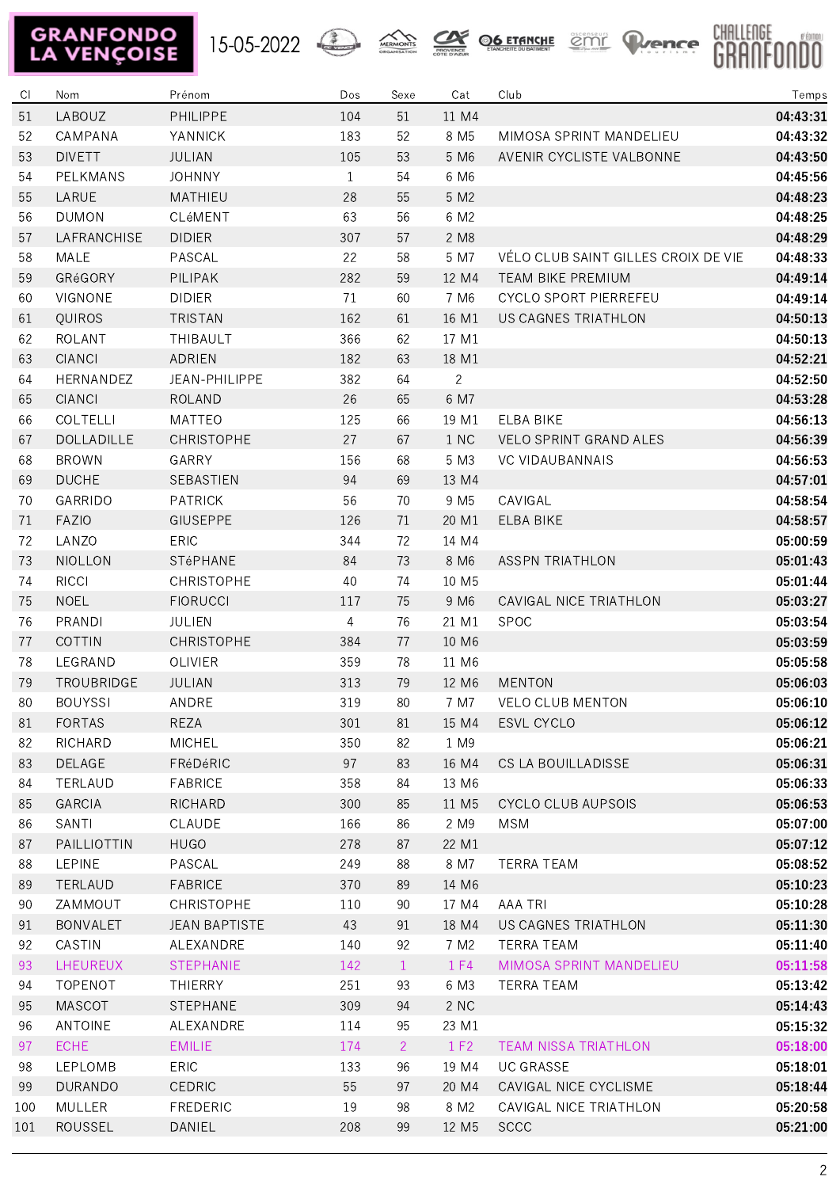GRANFONDO LA VENÇOISE

15-05-2022

| Cl | Nom | Prénom | Dos | Sexe | Cat | Club | Temps |
|---|---|---|---|---|---|---|---|
| 51 | LABOUZ | PHILIPPE | 104 | 51 | 11 M4 | | 04:43:31 |
| 52 | CAMPANA | YANNICK | 183 | 52 | 8 M5 | MIMOSA SPRINT MANDELIEU | 04:43:32 |
| 53 | DIVETT | JULIAN | 105 | 53 | 5 M6 | AVENIR CYCLISTE VALBONNE | 04:43:50 |
| 54 | PELKMANS | JOHNNY | 1 | 54 | 6 M6 | | 04:45:56 |
| 55 | LARUE | MATHIEU | 28 | 55 | 5 M2 | | 04:48:23 |
| 56 | DUMON | CLéMENT | 63 | 56 | 6 M2 | | 04:48:25 |
| 57 | LAFRANCHISE | DIDIER | 307 | 57 | 2 M8 | | 04:48:29 |
| 58 | MALE | PASCAL | 22 | 58 | 5 M7 | VÉLO CLUB SAINT GILLES CROIX DE VIE | 04:48:33 |
| 59 | GRéGORY | PILIPAK | 282 | 59 | 12 M4 | TEAM BIKE PREMIUM | 04:49:14 |
| 60 | VIGNONE | DIDIER | 71 | 60 | 7 M6 | CYCLO SPORT PIERREFEU | 04:49:14 |
| 61 | QUIROS | TRISTAN | 162 | 61 | 16 M1 | US CAGNES TRIATHLON | 04:50:13 |
| 62 | ROLANT | THIBAULT | 366 | 62 | 17 M1 | | 04:50:13 |
| 63 | CIANCI | ADRIEN | 182 | 63 | 18 M1 | | 04:52:21 |
| 64 | HERNANDEZ | JEAN-PHILIPPE | 382 | 64 | 2 | | 04:52:50 |
| 65 | CIANCI | ROLAND | 26 | 65 | 6 M7 | | 04:53:28 |
| 66 | COLTELLI | MATTEO | 125 | 66 | 19 M1 | ELBA BIKE | 04:56:13 |
| 67 | DOLLADILLE | CHRISTOPHE | 27 | 67 | 1 NC | VELO SPRINT GRAND ALES | 04:56:39 |
| 68 | BROWN | GARRY | 156 | 68 | 5 M3 | VC VIDAUBANNAIS | 04:56:53 |
| 69 | DUCHE | SEBASTIEN | 94 | 69 | 13 M4 | | 04:57:01 |
| 70 | GARRIDO | PATRICK | 56 | 70 | 9 M5 | CAVIGAL | 04:58:54 |
| 71 | FAZIO | GIUSEPPE | 126 | 71 | 20 M1 | ELBA BIKE | 04:58:57 |
| 72 | LANZO | ERIC | 344 | 72 | 14 M4 | | 05:00:59 |
| 73 | NIOLLON | STéPHANE | 84 | 73 | 8 M6 | ASSPN TRIATHLON | 05:01:43 |
| 74 | RICCI | CHRISTOPHE | 40 | 74 | 10 M5 | | 05:01:44 |
| 75 | NOEL | FIORUCCI | 117 | 75 | 9 M6 | CAVIGAL NICE TRIATHLON | 05:03:27 |
| 76 | PRANDI | JULIEN | 4 | 76 | 21 M1 | SPOC | 05:03:54 |
| 77 | COTTIN | CHRISTOPHE | 384 | 77 | 10 M6 | | 05:03:59 |
| 78 | LEGRAND | OLIVIER | 359 | 78 | 11 M6 | | 05:05:58 |
| 79 | TROUBRIDGE | JULIAN | 313 | 79 | 12 M6 | MENTON | 05:06:03 |
| 80 | BOUYSSI | ANDRE | 319 | 80 | 7 M7 | VELO CLUB MENTON | 05:06:10 |
| 81 | FORTAS | REZA | 301 | 81 | 15 M4 | ESVL CYCLO | 05:06:12 |
| 82 | RICHARD | MICHEL | 350 | 82 | 1 M9 | | 05:06:21 |
| 83 | DELAGE | FRéDéRIC | 97 | 83 | 16 M4 | CS LA BOUILLADISSE | 05:06:31 |
| 84 | TERLAUD | FABRICE | 358 | 84 | 13 M6 | | 05:06:33 |
| 85 | GARCIA | RICHARD | 300 | 85 | 11 M5 | CYCLO CLUB AUPSOIS | 05:06:53 |
| 86 | SANTI | CLAUDE | 166 | 86 | 2 M9 | MSM | 05:07:00 |
| 87 | PAILLIOTTIN | HUGO | 278 | 87 | 22 M1 | | 05:07:12 |
| 88 | LEPINE | PASCAL | 249 | 88 | 8 M7 | TERRA TEAM | 05:08:52 |
| 89 | TERLAUD | FABRICE | 370 | 89 | 14 M6 | | 05:10:23 |
| 90 | ZAMMOUT | CHRISTOPHE | 110 | 90 | 17 M4 | AAA TRI | 05:10:28 |
| 91 | BONVALET | JEAN BAPTISTE | 43 | 91 | 18 M4 | US CAGNES TRIATHLON | 05:11:30 |
| 92 | CASTIN | ALEXANDRE | 140 | 92 | 7 M2 | TERRA TEAM | 05:11:40 |
| 93 | LHEUREUX | STEPHANIE | 142 | 1 | 1 F4 | MIMOSA SPRINT MANDELIEU | 05:11:58 |
| 94 | TOPENOT | THIERRY | 251 | 93 | 6 M3 | TERRA TEAM | 05:13:42 |
| 95 | MASCOT | STEPHANE | 309 | 94 | 2 NC | | 05:14:43 |
| 96 | ANTOINE | ALEXANDRE | 114 | 95 | 23 M1 | | 05:15:32 |
| 97 | ECHE | EMILIE | 174 | 2 | 1 F2 | TEAM NISSA TRIATHLON | 05:18:00 |
| 98 | LEPLOMB | ERIC | 133 | 96 | 19 M4 | UC GRASSE | 05:18:01 |
| 99 | DURANDO | CEDRIC | 55 | 97 | 20 M4 | CAVIGAL NICE CYCLISME | 05:18:44 |
| 100 | MULLER | FREDERIC | 19 | 98 | 8 M2 | CAVIGAL NICE TRIATHLON | 05:20:58 |
| 101 | ROUSSEL | DANIEL | 208 | 99 | 12 M5 | SCCC | 05:21:00 |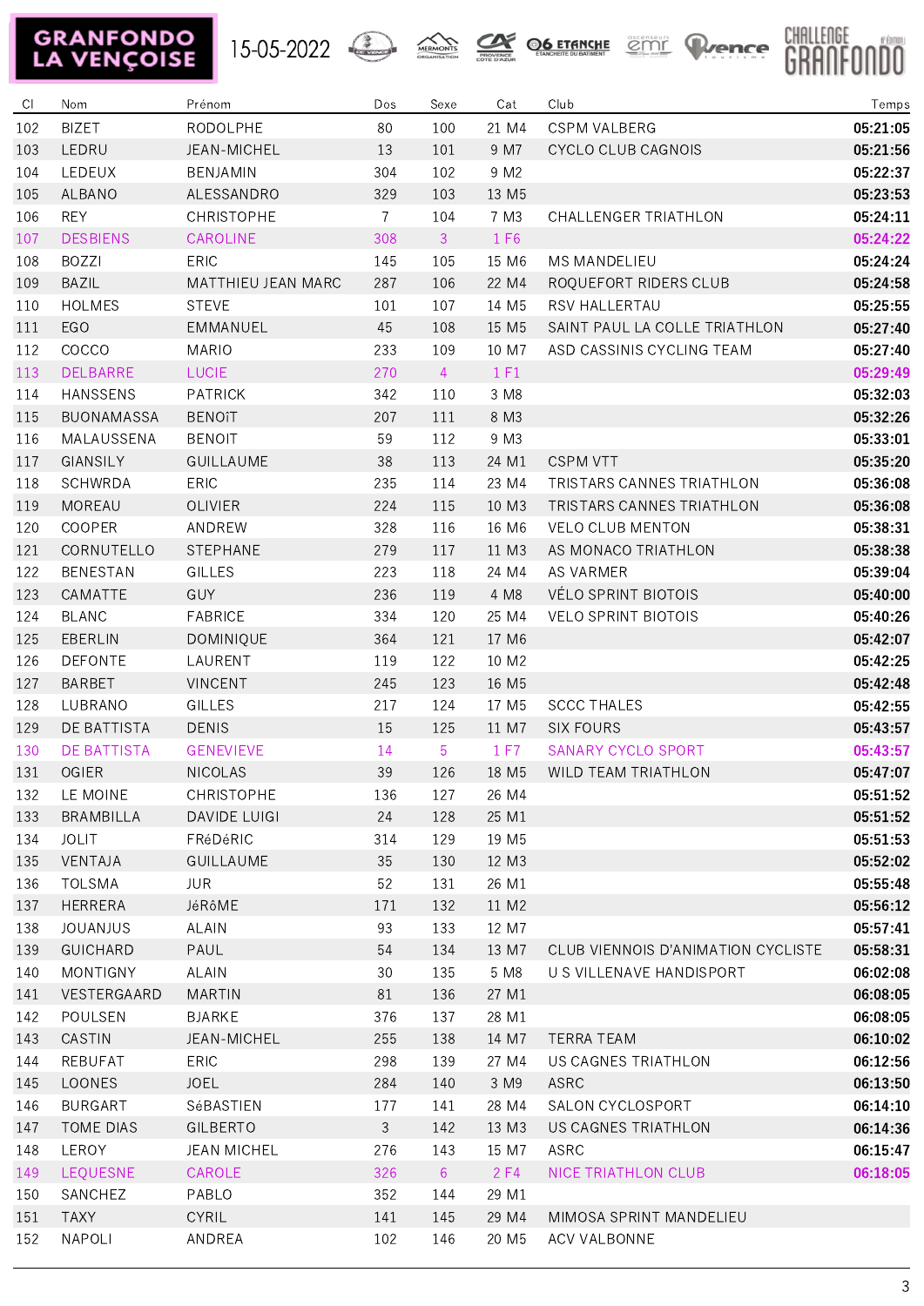GRANFONDO LA VENÇOISE 15-05-2022

CHALLENGE GRANFONDO

| Cl | Nom | Prénom | Dos | Sexe | Cat | Club | Temps |
|---|---|---|---|---|---|---|---|
| 102 | BIZET | RODOLPHE | 80 | 100 | 21 M4 | CSPM VALBERG | 05:21:05 |
| 103 | LEDRU | JEAN-MICHEL | 13 | 101 | 9 M7 | CYCLO CLUB CAGNOIS | 05:21:56 |
| 104 | LEDEUX | BENJAMIN | 304 | 102 | 9 M2 | | 05:22:37 |
| 105 | ALBANO | ALESSANDRO | 329 | 103 | 13 M5 | | 05:23:53 |
| 106 | REY | CHRISTOPHE | 7 | 104 | 7 M3 | CHALLENGER TRIATHLON | 05:24:11 |
| 107 | DESBIENS | CAROLINE | 308 | 3 | 1 F6 | | 05:24:22 |
| 108 | BOZZI | ERIC | 145 | 105 | 15 M6 | MS MANDELIEU | 05:24:24 |
| 109 | BAZIL | MATTHIEU JEAN MARC | 287 | 106 | 22 M4 | ROQUEFORT RIDERS CLUB | 05:24:58 |
| 110 | HOLMES | STEVE | 101 | 107 | 14 M5 | RSV HALLERTAU | 05:25:55 |
| 111 | EGO | EMMANUEL | 45 | 108 | 15 M5 | SAINT PAUL LA COLLE TRIATHLON | 05:27:40 |
| 112 | COCCO | MARIO | 233 | 109 | 10 M7 | ASD CASSINIS CYCLING TEAM | 05:27:40 |
| 113 | DELBARRE | LUCIE | 270 | 4 | 1 F1 | | 05:29:49 |
| 114 | HANSSENS | PATRICK | 342 | 110 | 3 M8 | | 05:32:03 |
| 115 | BUONAMASSA | BENOîT | 207 | 111 | 8 M3 | | 05:32:26 |
| 116 | MALAUSSENA | BENOIT | 59 | 112 | 9 M3 | | 05:33:01 |
| 117 | GIANSILY | GUILLAUME | 38 | 113 | 24 M1 | CSPM VTT | 05:35:20 |
| 118 | SCHWRDA | ERIC | 235 | 114 | 23 M4 | TRISTARS CANNES TRIATHLON | 05:36:08 |
| 119 | MOREAU | OLIVIER | 224 | 115 | 10 M3 | TRISTARS CANNES TRIATHLON | 05:36:08 |
| 120 | COOPER | ANDREW | 328 | 116 | 16 M6 | VELO CLUB MENTON | 05:38:31 |
| 121 | CORNUTELLO | STEPHANE | 279 | 117 | 11 M3 | AS MONACO TRIATHLON | 05:38:38 |
| 122 | BENESTAN | GILLES | 223 | 118 | 24 M4 | AS VARMER | 05:39:04 |
| 123 | CAMATTE | GUY | 236 | 119 | 4 M8 | VÉLO SPRINT BIOTOIS | 05:40:00 |
| 124 | BLANC | FABRICE | 334 | 120 | 25 M4 | VELO SPRINT BIOTOIS | 05:40:26 |
| 125 | EBERLIN | DOMINIQUE | 364 | 121 | 17 M6 | | 05:42:07 |
| 126 | DEFONTE | LAURENT | 119 | 122 | 10 M2 | | 05:42:25 |
| 127 | BARBET | VINCENT | 245 | 123 | 16 M5 | | 05:42:48 |
| 128 | LUBRANO | GILLES | 217 | 124 | 17 M5 | SCCC THALES | 05:42:55 |
| 129 | DE BATTISTA | DENIS | 15 | 125 | 11 M7 | SIX FOURS | 05:43:57 |
| 130 | DE BATTISTA | GENEVIEVE | 14 | 5 | 1 F7 | SANARY CYCLO SPORT | 05:43:57 |
| 131 | OGIER | NICOLAS | 39 | 126 | 18 M5 | WILD TEAM TRIATHLON | 05:47:07 |
| 132 | LE MOINE | CHRISTOPHE | 136 | 127 | 26 M4 | | 05:51:52 |
| 133 | BRAMBILLA | DAVIDE LUIGI | 24 | 128 | 25 M1 | | 05:51:52 |
| 134 | JOLIT | FRéDéRIC | 314 | 129 | 19 M5 | | 05:51:53 |
| 135 | VENTAJA | GUILLAUME | 35 | 130 | 12 M3 | | 05:52:02 |
| 136 | TOLSMA | JUR | 52 | 131 | 26 M1 | | 05:55:48 |
| 137 | HERRERA | JéRôME | 171 | 132 | 11 M2 | | 05:56:12 |
| 138 | JOUANJUS | ALAIN | 93 | 133 | 12 M7 | | 05:57:41 |
| 139 | GUICHARD | PAUL | 54 | 134 | 13 M7 | CLUB VIENNOIS D'ANIMATION CYCLISTE | 05:58:31 |
| 140 | MONTIGNY | ALAIN | 30 | 135 | 5 M8 | U S VILLENAVE HANDISPORT | 06:02:08 |
| 141 | VESTERGAARD | MARTIN | 81 | 136 | 27 M1 | | 06:08:05 |
| 142 | POULSEN | BJARKE | 376 | 137 | 28 M1 | | 06:08:05 |
| 143 | CASTIN | JEAN-MICHEL | 255 | 138 | 14 M7 | TERRA TEAM | 06:10:02 |
| 144 | REBUFAT | ERIC | 298 | 139 | 27 M4 | US CAGNES TRIATHLON | 06:12:56 |
| 145 | LOONES | JOEL | 284 | 140 | 3 M9 | ASRC | 06:13:50 |
| 146 | BURGART | SéBASTIEN | 177 | 141 | 28 M4 | SALON CYCLOSPORT | 06:14:10 |
| 147 | TOME DIAS | GILBERTO | 3 | 142 | 13 M3 | US CAGNES TRIATHLON | 06:14:36 |
| 148 | LEROY | JEAN MICHEL | 276 | 143 | 15 M7 | ASRC | 06:15:47 |
| 149 | LEQUESNE | CAROLE | 326 | 6 | 2 F4 | NICE TRIATHLON CLUB | 06:18:05 |
| 150 | SANCHEZ | PABLO | 352 | 144 | 29 M1 | | |
| 151 | TAXY | CYRIL | 141 | 145 | 29 M4 | MIMOSA SPRINT MANDELIEU | |
| 152 | NAPOLI | ANDREA | 102 | 146 | 20 M5 | ACV VALBONNE | |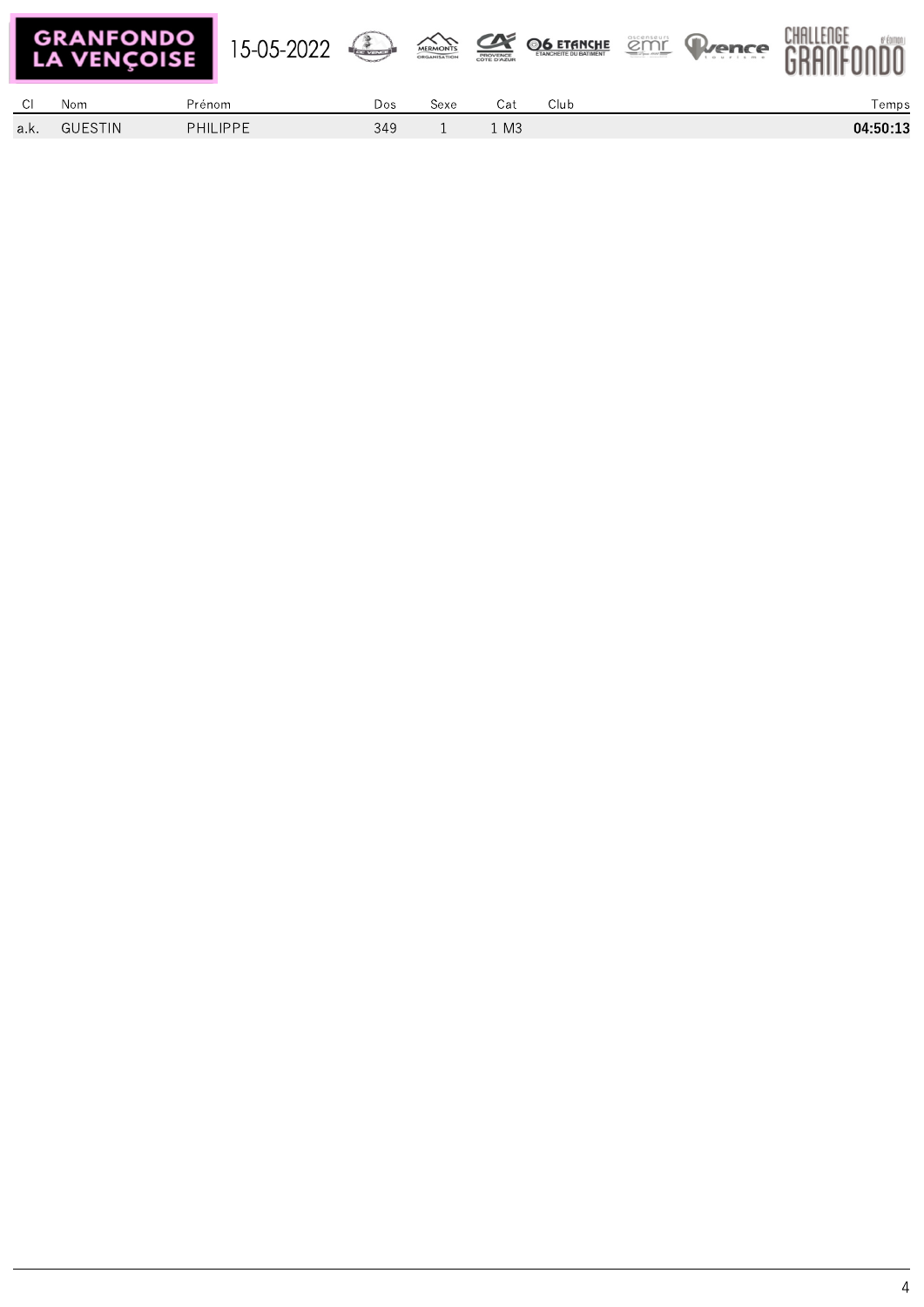GRANFONDO LA VENÇOISE 15-05-2022

| Cl | Nom | Prénom | Dos | Sexe | Cat | Club | Temps |
|---|---|---|---|---|---|---|---|
| a.k. | GUESTIN | PHILIPPE | 349 | 1 | 1 M3 | | **04:50:13** |